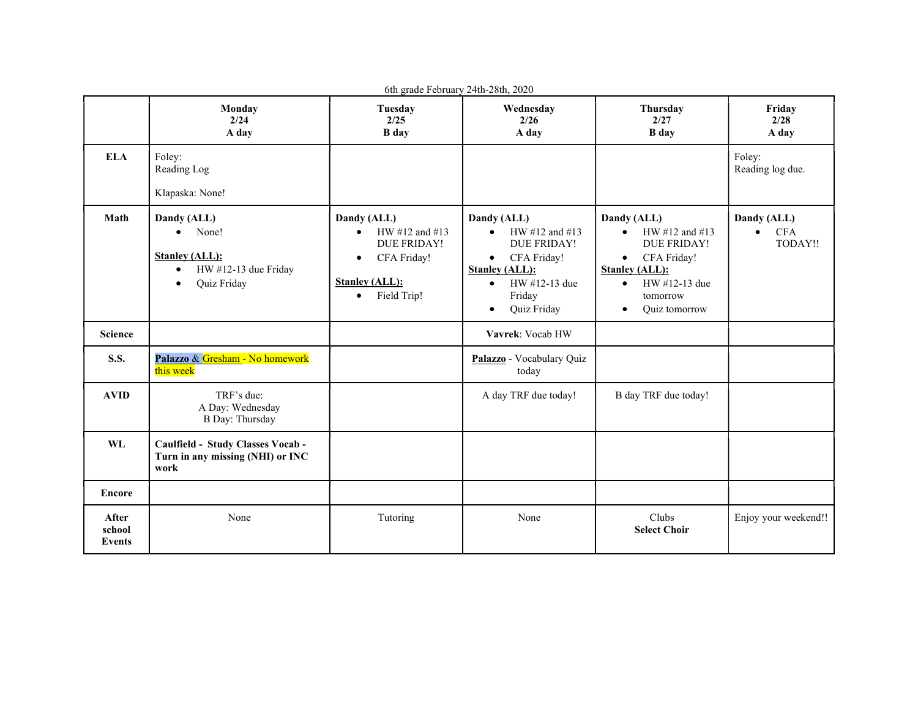6th grade February 24th-28th, 2020

| | **Monday**<br>**2/24**<br>**A day** | **Tuesday**<br>**2/25**<br>**B day** | **Wednesday**<br>**2/26**<br>**A day** | **Thursday**<br>**2/27**<br>**B day** | **Friday**<br>**2/28**<br>**A day** |
|---|---|---|---|---|---|
| **ELA** | Foley:<br>Reading Log<br><br>Klapaska: None! | | | | Foley:<br>Reading log due. |
| **Math** | **Dandy (ALL)**<br>• None!<br><br>**Stanley (ALL):**<br>• HW #12-13 due Friday<br>• Quiz Friday | **Dandy (ALL)**<br>• HW #12 and #13 DUE FRIDAY!<br>• CFA Friday!<br><br>**Stanley (ALL):**<br>• Field Trip! | **Dandy (ALL)**<br>• HW #12 and #13 DUE FRIDAY!<br>• CFA Friday!<br>**Stanley (ALL):**<br>• HW #12-13 due Friday<br>• Quiz Friday | **Dandy (ALL)**<br>• HW #12 and #13 DUE FRIDAY!<br>• CFA Friday!<br>**Stanley (ALL):**<br>• HW #12-13 due tomorrow<br>• Quiz tomorrow | **Dandy (ALL)**<br>• CFA TODAY!! |
| **Science** | | | **Vavrek**: Vocab HW | | |
| **S.S.** | **Palazzo** & Gresham - No homework this week | | **Palazzo** - Vocabulary Quiz today | | |
| **AVID** | TRF's due:<br>A Day: Wednesday<br>B Day: Thursday | | A day TRF due today! | B day TRF due today! | |
| **WL** | **Caulfield - Study Classes Vocab - Turn in any missing (NHI) or INC work** | | | | |
| **Encore** | | | | | |
| **After school Events** | None | Tutoring | None | Clubs<br>**Select Choir** | Enjoy your weekend!! |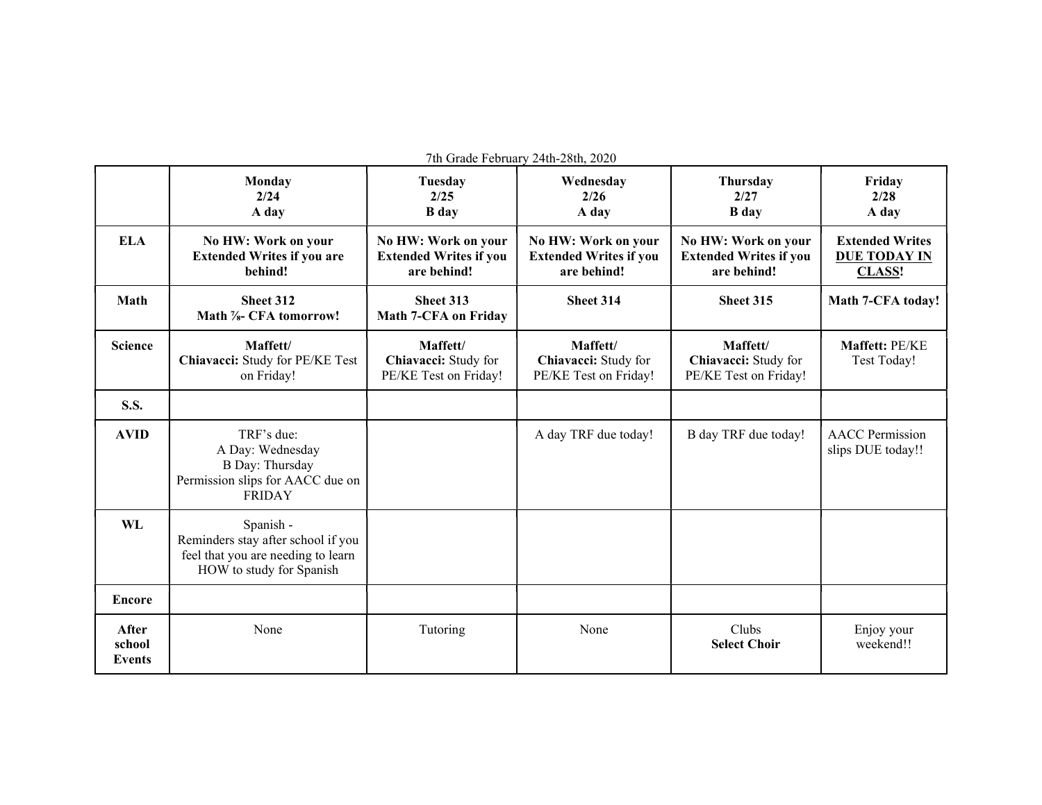7th Grade February 24th-28th, 2020

| | **Monday 2/24 A day** | **Tuesday 2/25 B day** | **Wednesday 2/26 A day** | **Thursday 2/27 B day** | **Friday 2/28 A day** |
|---|---|---|---|---|---|
| **ELA** | **No HW: Work on your Extended Writes if you are behind!** | **No HW: Work on your Extended Writes if you are behind!** | **No HW: Work on your Extended Writes if you are behind!** | **No HW: Work on your Extended Writes if you are behind!** | **Extended Writes DUE TODAY IN CLASS!** |
| **Math** | **Sheet 312 Math ⅞- CFA tomorrow!** | **Sheet 313 Math 7-CFA on Friday** | **Sheet 314** | **Sheet 315** | **Math 7-CFA today!** |
| **Science** | **Maffett/ Chiavacci:** Study for PE/KE Test on Friday! | **Maffett/ Chiavacci:** Study for PE/KE Test on Friday! | **Maffett/ Chiavacci:** Study for PE/KE Test on Friday! | **Maffett/ Chiavacci:** Study for PE/KE Test on Friday! | **Maffett:** PE/KE Test Today! |
| **S.S.** | | | | | |
| **AVID** | TRF's due: A Day: Wednesday B Day: Thursday Permission slips for AACC due on FRIDAY | | A day TRF due today! | B day TRF due today! | AACC Permission slips DUE today!! |
| **WL** | Spanish - Reminders stay after school if you feel that you are needing to learn HOW to study for Spanish | | | | |
| **Encore** | | | | | |
| **After school Events** | None | Tutoring | None | Clubs **Select Choir** | Enjoy your weekend!! |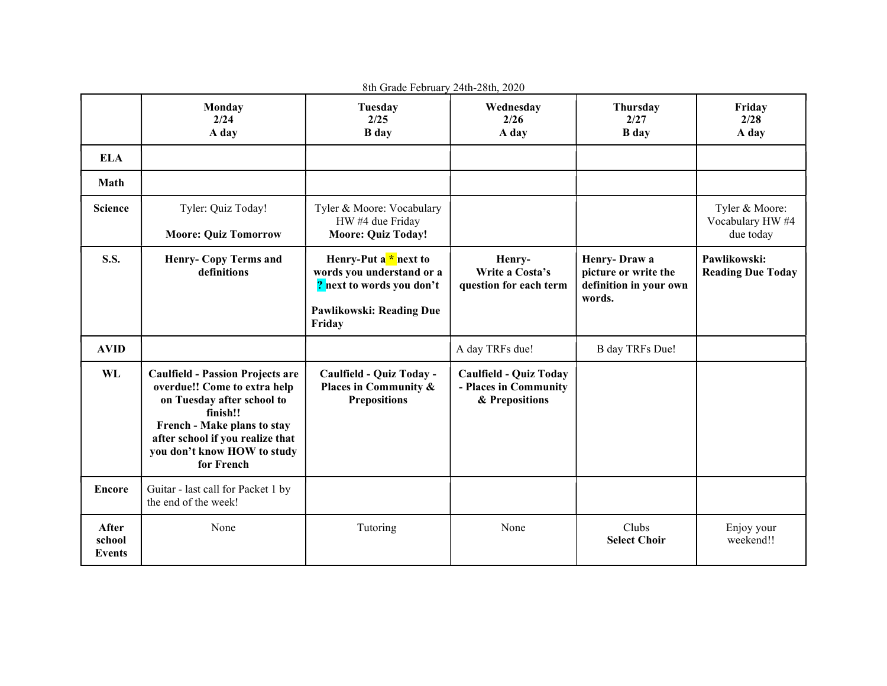8th Grade February 24th-28th, 2020

| | Monday 2/24 A day | Tuesday 2/25 B day | Wednesday 2/26 A day | Thursday 2/27 B day | Friday 2/28 A day |
|---|---|---|---|---|---|
| **ELA** | | | | | |
| **Math** | | | | | |
| **Science** | Tyler: Quiz Today! **Moore: Quiz Tomorrow** | Tyler & Moore: Vocabulary HW #4 due Friday **Moore: Quiz Today!** | | | Tyler & Moore: Vocabulary HW #4 due today |
| **S.S.** | **Henry- Copy Terms and definitions** | **Henry-Put a * next to words you understand or a ? next to words you don't** **Pawlikowski: Reading Due Friday** | **Henry- Write a Costa's question for each term** | **Henry- Draw a picture or write the definition in your own words.** | **Pawlikowski: Reading Due Today** |
| **AVID** | | | A day TRFs due! | B day TRFs Due! | |
| **WL** | **Caulfield - Passion Projects are overdue!! Come to extra help on Tuesday after school to finish!! French - Make plans to stay after school if you realize that you don't know HOW to study for French** | **Caulfield - Quiz Today - Places in Community & Prepositions** | **Caulfield - Quiz Today - Places in Community & Prepositions** | | |
| **Encore** | Guitar - last call for Packet 1 by the end of the week! | | | | |
| **After school Events** | None | Tutoring | None | Clubs **Select Choir** | Enjoy your weekend!! |